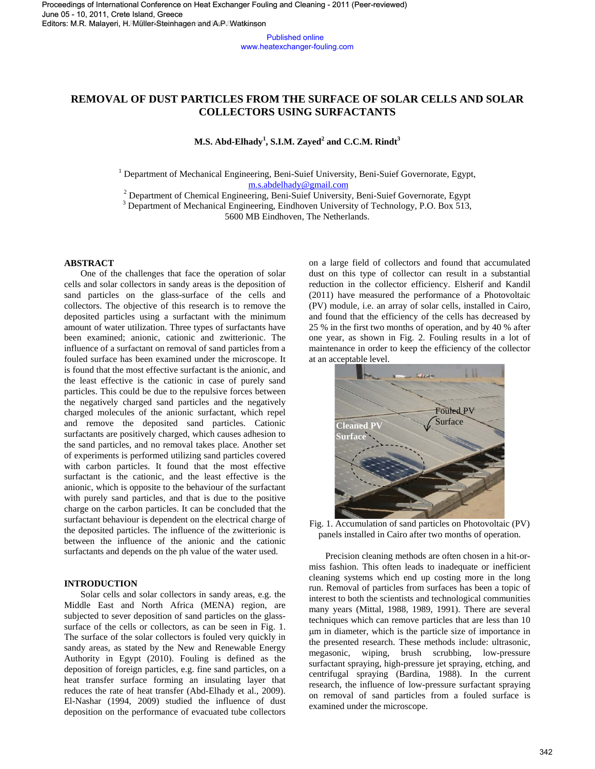# REMOVAL OF DUST PARTICLES FROM THE SURFACE OF SOLAR CELLS AND SOLAR COLLECTORS USING SURFACTANTS

**M.S. Abd-Elhady[1], S.I.M. Zayed[2] and C.C.M. Rindt[3]**

[1] Department of Mechanical Engineering, Beni-Suief University, Beni-Suief Governorate, Egypt, m.s.abdelhady@gmail.com

[2] Department of Chemical Engineering, Beni-Suief University, Beni-Suief Governorate, Egypt

[3] Department of Mechanical Engineering, Eindhoven University of Technology, P.O. Box 513, 5600 MB Eindhoven, The Netherlands.

## ABSTRACT

One of the challenges that face the operation of solar cells and solar collectors in sandy areas is the deposition of sand particles on the glass-surface of the cells and collectors. The objective of this research is to remove the deposited particles using a surfactant with the minimum amount of water utilization. Three types of surfactants have been examined; anionic, cationic and zwitterionic. The influence of a surfactant on removal of sand particles from a fouled surface has been examined under the microscope. It is found that the most effective surfactant is the anionic, and the least effective is the cationic in case of purely sand particles. This could be due to the repulsive forces between the negatively charged sand particles and the negatively charged molecules of the anionic surfactant, which repel and remove the deposited sand particles. Cationic surfactants are positively charged, which causes adhesion to the sand particles, and no removal takes place. Another set of experiments is performed utilizing sand particles covered with carbon particles. It found that the most effective surfactant is the cationic, and the least effective is the anionic, which is opposite to the behaviour of the surfactant with purely sand particles, and that is due to the positive charge on the carbon particles. It can be concluded that the surfactant behaviour is dependent on the electrical charge of the deposited particles. The influence of the zwitterionic is between the influence of the anionic and the cationic surfactants and depends on the ph value of the water used.

## INTRODUCTION

Solar cells and solar collectors in sandy areas, e.g. the Middle East and North Africa (MENA) region, are subjected to sever deposition of sand particles on the glass-surface of the cells or collectors, as can be seen in Fig. 1. The surface of the solar collectors is fouled very quickly in sandy areas, as stated by the New and Renewable Energy Authority in Egypt (2010). Fouling is defined as the deposition of foreign particles, e.g. fine sand particles, on a heat transfer surface forming an insulating layer that reduces the rate of heat transfer (Abd-Elhady et al., 2009). El-Nashar (1994, 2009) studied the influence of dust deposition on the performance of evacuated tube collectors on a large field of collectors and found that accumulated dust on this type of collector can result in a substantial reduction in the collector efficiency. Elsherif and Kandil (2011) have measured the performance of a Photovoltaic (PV) module, i.e. an array of solar cells, installed in Cairo, and found that the efficiency of the cells has decreased by 25 % in the first two months of operation, and by 40 % after one year, as shown in Fig. 2. Fouling results in a lot of maintenance in order to keep the efficiency of the collector at an acceptable level.

Fig. 1. Accumulation of sand particles on Photovoltaic (PV) panels installed in Cairo after two months of operation.

Precision cleaning methods are often chosen in a hit-or-miss fashion. This often leads to inadequate or inefficient cleaning systems which end up costing more in the long run. Removal of particles from surfaces has been a topic of interest to both the scientists and technological communities many years (Mittal, 1988, 1989, 1991). There are several techniques which can remove particles that are less than 10 μm in diameter, which is the particle size of importance in the presented research. These methods include: ultrasonic, megasonic, wiping, brush scrubbing, low-pressure surfactant spraying, high-pressure jet spraying, etching, and centrifugal spraying (Bardina, 1988). In the current research, the influence of low-pressure surfactant spraying on removal of sand particles from a fouled surface is examined under the microscope.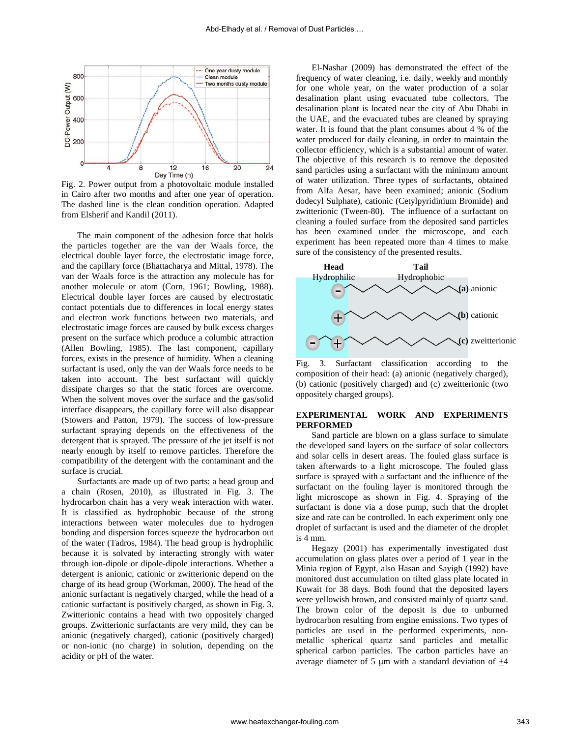Fig. 2. Power output from a photovoltaic module installed in Cairo after two months and after one year of operation. The dashed line is the clean condition operation. Adapted from Elsherif and Kandil (2011).

The main component of the adhesion force that holds the particles together are the van der Waals force, the electrical double layer force, the electrostatic image force, and the capillary force (Bhattacharya and Mittal, 1978). The van der Waals force is the attraction any molecule has for another molecule or atom (Corn, 1961; Bowling, 1988). Electrical double layer forces are caused by electrostatic contact potentials due to differences in local energy states and electron work functions between two materials, and electrostatic image forces are caused by bulk excess charges present on the surface which produce a columbic attraction (Allen Bowling, 1985). The last component, capillary forces, exists in the presence of humidity. When a cleaning surfactant is used, only the van der Waals force needs to be taken into account. The best surfactant will quickly dissipate charges so that the static forces are overcome. When the solvent moves over the surface and the gas/solid interface disappears, the capillary force will also disappear (Stowers and Patton, 1979). The success of low-pressure surfactant spraying depends on the effectiveness of the detergent that is sprayed. The pressure of the jet itself is not nearly enough by itself to remove particles. Therefore the compatibility of the detergent with the contaminant and the surface is crucial.

Surfactants are made up of two parts: a head group and a chain (Rosen, 2010), as illustrated in Fig. 3. The hydrocarbon chain has a very weak interaction with water. It is classified as hydrophobic because of the strong interactions between water molecules due to hydrogen bonding and dispersion forces squeeze the hydrocarbon out of the water (Tadros, 1984). The head group is hydrophilic because it is solvated by interacting strongly with water through ion-dipole or dipole-dipole interactions. Whether a detergent is anionic, cationic or zwitterionic depend on the charge of its head group (Workman, 2000). The head of the anionic surfactant is negatively charged, while the head of a cationic surfactant is positively charged, as shown in Fig. 3. Zwitterionic contains a head with two oppositely charged groups. Zwitterionic surfactants are very mild, they can be anionic (negatively charged), cationic (positively charged) or non-ionic (no charge) in solution, depending on the acidity or pH of the water.

El-Nashar (2009) has demonstrated the effect of the frequency of water cleaning, i.e. daily, weekly and monthly for one whole year, on the water production of a solar desalination plant using evacuated tube collectors. The desalination plant is located near the city of Abu Dhabi in the UAE, and the evacuated tubes are cleaned by spraying water. It is found that the plant consumes about 4 % of the water produced for daily cleaning, in order to maintain the collector efficiency, which is a substantial amount of water. The objective of this research is to remove the deposited sand particles using a surfactant with the minimum amount of water utilization. Three types of surfactants, obtained from Alfa Aesar, have been examined; anionic (Sodium dodecyl Sulphate), cationic (Cetylpyridinium Bromide) and zwitterionic (Tween-80). The influence of a surfactant on cleaning a fouled surface from the deposited sand particles has been examined under the microscope, and each experiment has been repeated more than 4 times to make sure of the consistency of the presented results.

Fig. 3. Surfactant classification according to the composition of their head: (a) anionic (negatively charged), (b) cationic (positively charged) and (c) zweitterionic (two oppositely charged groups).

## EXPERIMENTAL WORK AND EXPERIMENTS PERFORMED

Sand particle are blown on a glass surface to simulate the developed sand layers on the surface of solar collectors and solar cells in desert areas. The fouled glass surface is taken afterwards to a light microscope. The fouled glass surface is sprayed with a surfactant and the influence of the surfactant on the fouling layer is monitored through the light microscope as shown in Fig. 4. Spraying of the surfactant is done via a dose pump, such that the droplet size and rate can be controlled. In each experiment only one droplet of surfactant is used and the diameter of the droplet is 4 mm.

Hegazy (2001) has experimentally investigated dust accumulation on glass plates over a period of 1 year in the Minia region of Egypt, also Hasan and Sayigh (1992) have monitored dust accumulation on tilted glass plate located in Kuwait for 38 days. Both found that the deposited layers were yellowish brown, and consisted mainly of quartz sand. The brown color of the deposit is due to unburned hydrocarbon resulting from engine emissions. Two types of particles are used in the performed experiments, non-metallic spherical quartz sand particles and metallic spherical carbon particles. The carbon particles have an average diameter of 5 μm with a standard deviation of ±4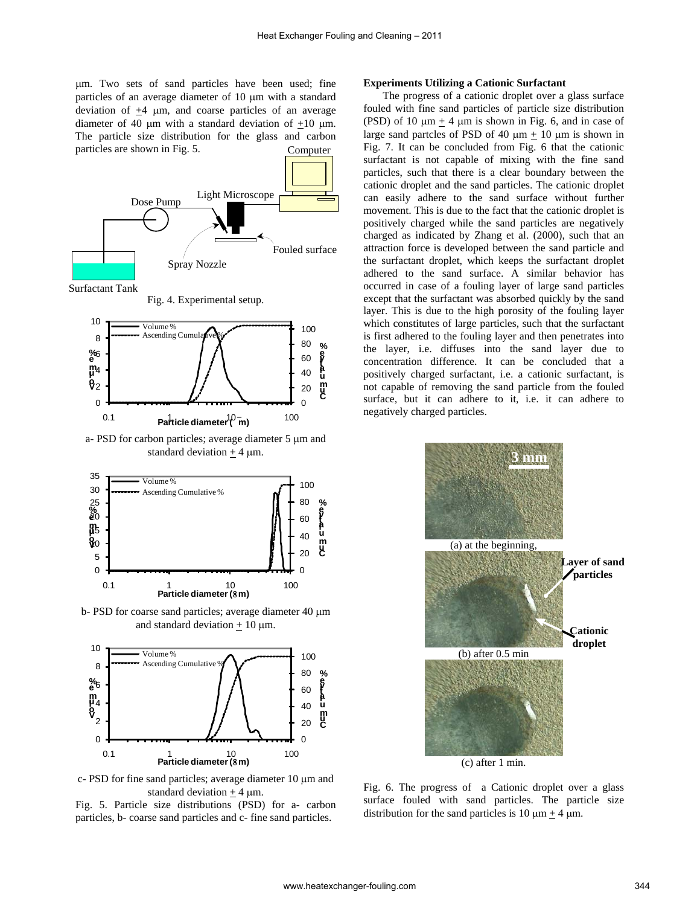μm. Two sets of sand particles have been used; fine particles of an average diameter of 10 μm with a standard deviation of ±4 μm, and coarse particles of an average diameter of 40 μm with a standard deviation of ±10 μm. The particle size distribution for the glass and carbon particles are shown in Fig. 5.

Fig. 4. Experimental setup.

a- PSD for carbon particles; average diameter 5 μm and standard deviation ± 4 μm.

b- PSD for coarse sand particles; average diameter 40 μm and standard deviation ± 10 μm.

c- PSD for fine sand particles; average diameter 10 μm and standard deviation ± 4 μm.

Fig. 5. Particle size distributions (PSD) for a- carbon particles, b- coarse sand particles and c- fine sand particles.

**Experiments Utilizing a Cationic Surfactant**

The progress of a cationic droplet over a glass surface fouled with fine sand particles of particle size distribution (PSD) of 10 μm ± 4 μm is shown in Fig. 6, and in case of large sand partcles of PSD of 40 μm ± 10 μm is shown in Fig. 7. It can be concluded from Fig. 6 that the cationic surfactant is not capable of mixing with the fine sand particles, such that there is a clear boundary between the cationic droplet and the sand particles. The cationic droplet can easily adhere to the sand surface without further movement. This is due to the fact that the cationic droplet is positively charged while the sand particles are negatively charged as indicated by Zhang et al. (2000), such that an attraction force is developed between the sand particle and the surfactant droplet, which keeps the surfactant droplet adhered to the sand surface. A similar behavior has occurred in case of a fouling layer of large sand particles except that the surfactant was absorbed quickly by the sand layer. This is due to the high porosity of the fouling layer which constitutes of large particles, such that the surfactant is first adhered to the fouling layer and then penetrates into the layer, i.e. diffuses into the sand layer due to concentration difference. It can be concluded that a positively charged surfactant, i.e. a cationic surfactant, is not capable of removing the sand particle from the fouled surface, but it can adhere to it, i.e. it can adhere to negatively charged particles.

(a) at the beginning,

(b) after 0.5 min

(c) after 1 min.

Fig. 6. The progress of a Cationic droplet over a glass surface fouled with sand particles. The particle size distribution for the sand particles is 10 μm ± 4 μm.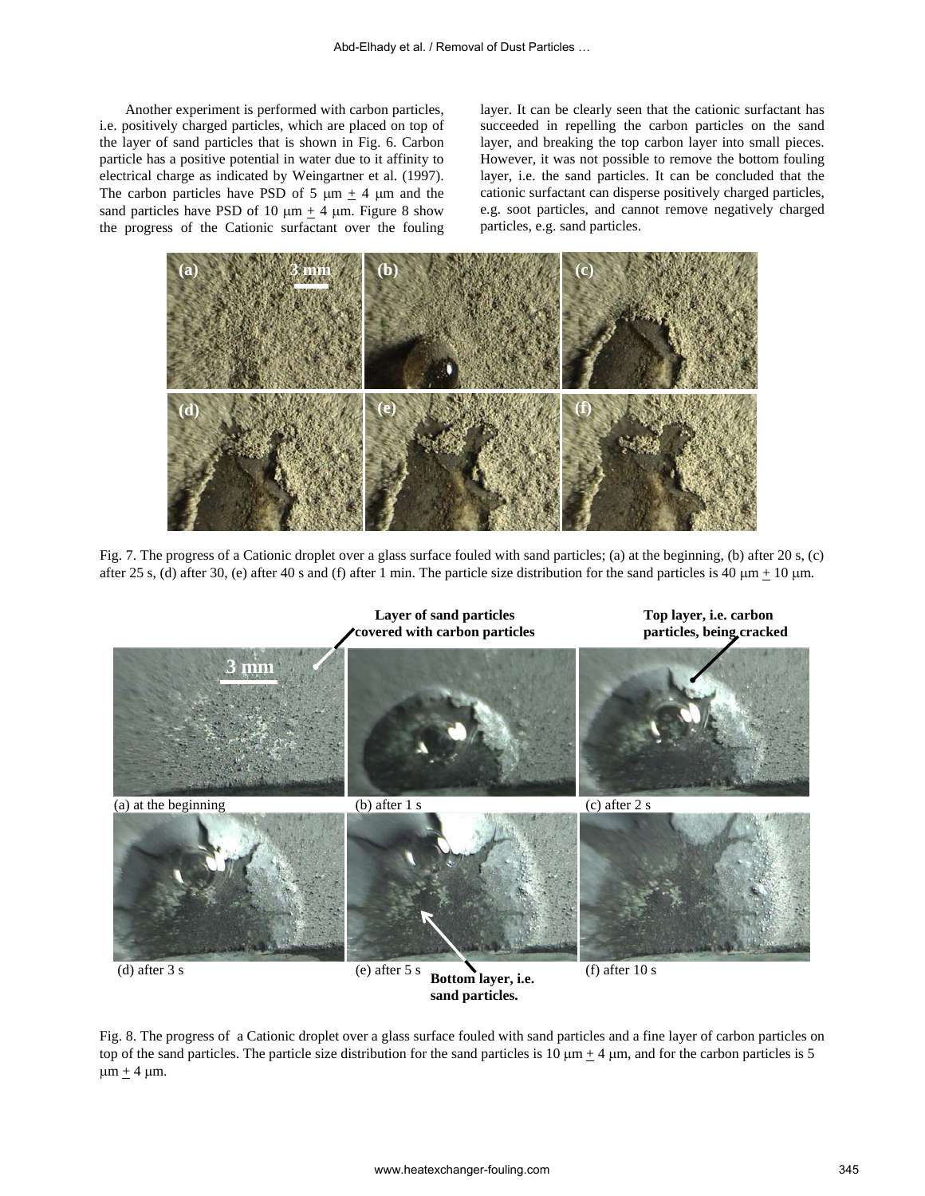Another experiment is performed with carbon particles, i.e. positively charged particles, which are placed on top of the layer of sand particles that is shown in Fig. 6. Carbon particle has a positive potential in water due to it affinity to electrical charge as indicated by Weingartner et al. (1997). The carbon particles have PSD of 5 μm ± 4 μm and the sand particles have PSD of 10 μm ± 4 μm. Figure 8 show the progress of the Cationic surfactant over the fouling layer. It can be clearly seen that the cationic surfactant has succeeded in repelling the carbon particles on the sand layer, and breaking the top carbon layer into small pieces. However, it was not possible to remove the bottom fouling layer, i.e. the sand particles. It can be concluded that the cationic surfactant can disperse positively charged particles, e.g. soot particles, and cannot remove negatively charged particles, e.g. sand particles.

Fig. 7. The progress of a Cationic droplet over a glass surface fouled with sand particles; (a) at the beginning, (b) after 20 s, (c) after 25 s, (d) after 30, (e) after 40 s and (f) after 1 min. The particle size distribution for the sand particles is 40 μm ± 10 μm.

Fig. 8. The progress of a Cationic droplet over a glass surface fouled with sand particles and a fine layer of carbon particles on top of the sand particles. The particle size distribution for the sand particles is 10 μm ± 4 μm, and for the carbon particles is 5 μm ± 4 μm.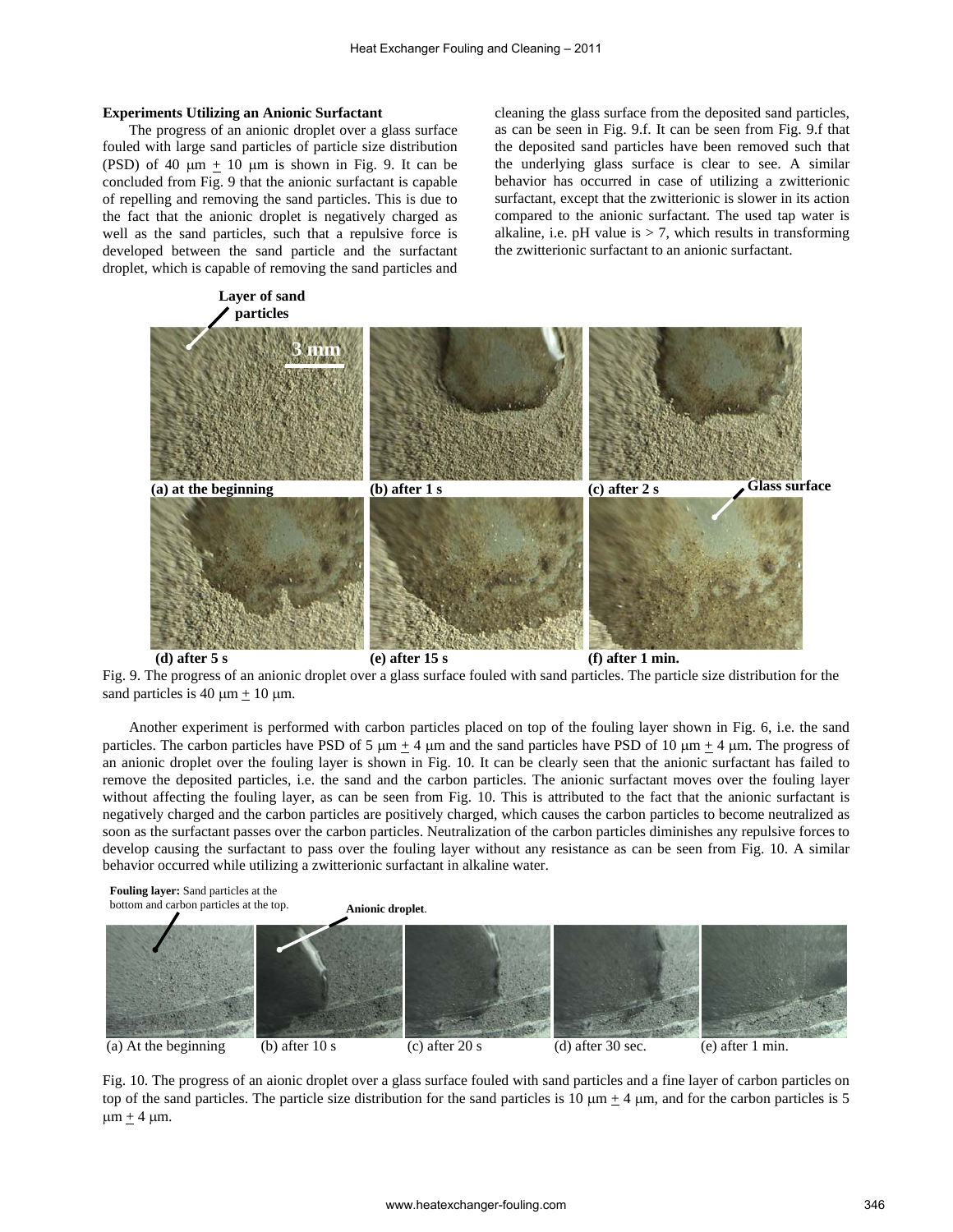**Experiments Utilizing an Anionic Surfactant**

The progress of an anionic droplet over a glass surface fouled with large sand particles of particle size distribution (PSD) of 40 μm ± 10 μm is shown in Fig. 9. It can be concluded from Fig. 9 that the anionic surfactant is capable of repelling and removing the sand particles. This is due to the fact that the anionic droplet is negatively charged as well as the sand particles, such that a repulsive force is developed between the sand particle and the surfactant droplet, which is capable of removing the sand particles and cleaning the glass surface from the deposited sand particles, as can be seen in Fig. 9.f. It can be seen from Fig. 9.f that the deposited sand particles have been removed such that the underlying glass surface is clear to see. A similar behavior has occurred in case of utilizing a zwitterionic surfactant, except that the zwitterionic is slower in its action compared to the anionic surfactant. The used tap water is alkaline, i.e. pH value is > 7, which results in transforming the zwitterionic surfactant to an anionic surfactant.

Layer of sand particles

3 mm

(a) at the beginning (b) after 1 s (c) after 2 s Glass surface

(d) after 5 s (e) after 15 s (f) after 1 min.

Fig. 9. The progress of an anionic droplet over a glass surface fouled with sand particles. The particle size distribution for the sand particles is 40 μm ± 10 μm.

Another experiment is performed with carbon particles placed on top of the fouling layer shown in Fig. 6, i.e. the sand particles. The carbon particles have PSD of 5 μm ± 4 μm and the sand particles have PSD of 10 μm ± 4 μm. The progress of an anionic droplet over the fouling layer is shown in Fig. 10. It can be clearly seen that the anionic surfactant has failed to remove the deposited particles, i.e. the sand and the carbon particles. The anionic surfactant moves over the fouling layer without affecting the fouling layer, as can be seen from Fig. 10. This is attributed to the fact that the anionic surfactant is negatively charged and the carbon particles are positively charged, which causes the carbon particles to become neutralized as soon as the surfactant passes over the carbon particles. Neutralization of the carbon particles diminishes any repulsive forces to develop causing the surfactant to pass over the fouling layer without any resistance as can be seen from Fig. 10. A similar behavior occurred while utilizing a zwitterionic surfactant in alkaline water.

**Fouling layer:** Sand particles at the bottom and carbon particles at the top.

**Anionic droplet**.

(a) At the beginning (b) after 10 s (c) after 20 s (d) after 30 sec. (e) after 1 min.

Fig. 10. The progress of an aionic droplet over a glass surface fouled with sand particles and a fine layer of carbon particles on top of the sand particles. The particle size distribution for the sand particles is 10 μm ± 4 μm, and for the carbon particles is 5 μm ± 4 μm.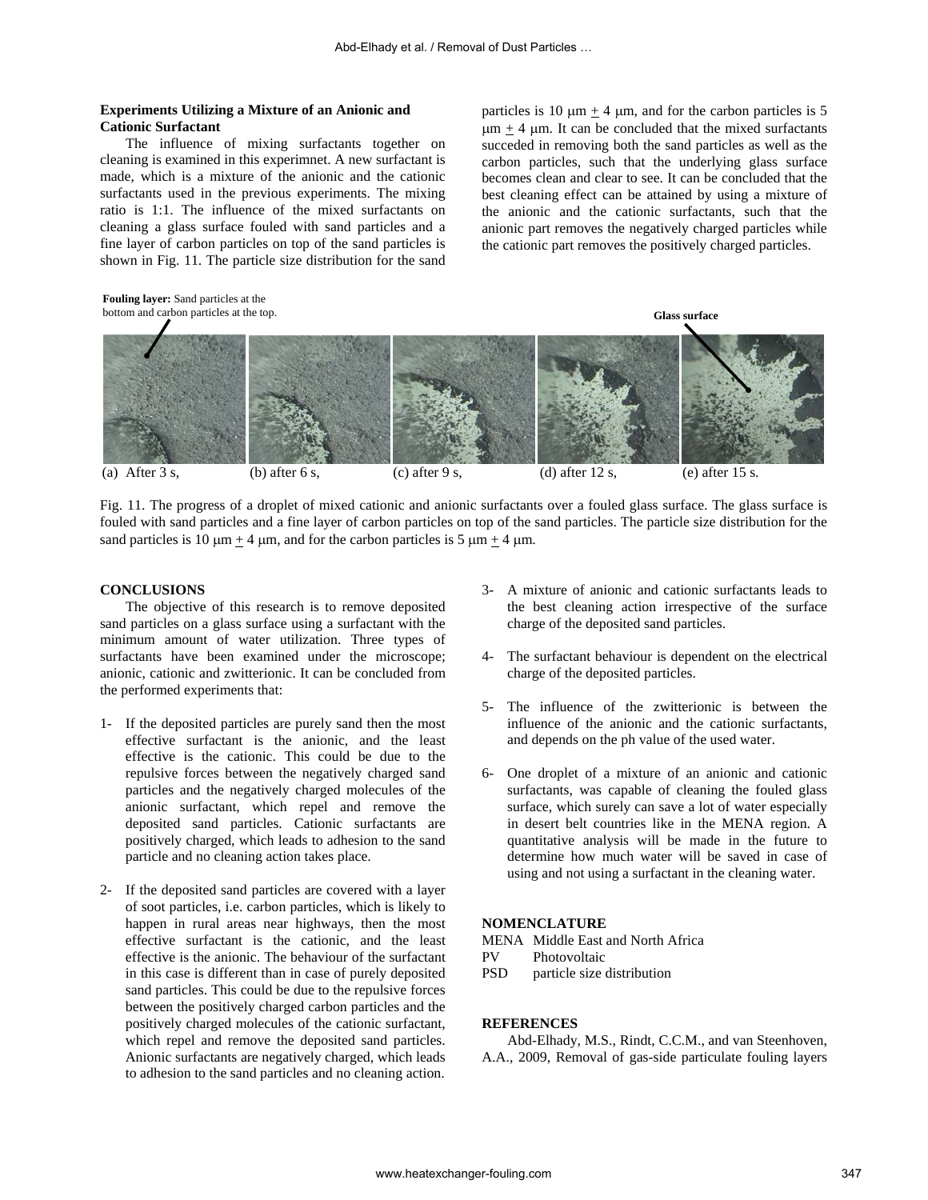### Experiments Utilizing a Mixture of an Anionic and Cationic Surfactant

The influence of mixing surfactants together on cleaning is examined in this experimnet. A new surfactant is made, which is a mixture of the anionic and the cationic surfactants used in the previous experiments. The mixing ratio is 1:1. The influence of the mixed surfactants on cleaning a glass surface fouled with sand particles and a fine layer of carbon particles on top of the sand particles is shown in Fig. 11. The particle size distribution for the sand particles is 10 μm ± 4 μm, and for the carbon particles is 5 μm ± 4 μm. It can be concluded that the mixed surfactants succeded in removing both the sand particles as well as the carbon particles, such that the underlying glass surface becomes clean and clear to see. It can be concluded that the best cleaning effect can be attained by using a mixture of the anionic and the cationic surfactants, such that the anionic part removes the negatively charged particles while the cationic part removes the positively charged particles.

**Fouling layer:** Sand particles at the bottom and carbon particles at the top.

**Glass surface**

(a) After 3 s, (b) after 6 s, (c) after 9 s, (d) after 12 s, (e) after 15 s.

Fig. 11. The progress of a droplet of mixed cationic and anionic surfactants over a fouled glass surface. The glass surface is fouled with sand particles and a fine layer of carbon particles on top of the sand particles. The particle size distribution for the sand particles is 10 μm ± 4 μm, and for the carbon particles is 5 μm ± 4 μm.

## CONCLUSIONS

The objective of this research is to remove deposited sand particles on a glass surface using a surfactant with the minimum amount of water utilization. Three types of surfactants have been examined under the microscope; anionic, cationic and zwitterionic. It can be concluded from the performed experiments that:

1- If the deposited particles are purely sand then the most effective surfactant is the anionic, and the least effective is the cationic. This could be due to the repulsive forces between the negatively charged sand particles and the negatively charged molecules of the anionic surfactant, which repel and remove the deposited sand particles. Cationic surfactants are positively charged, which leads to adhesion to the sand particle and no cleaning action takes place.

2- If the deposited sand particles are covered with a layer of soot particles, i.e. carbon particles, which is likely to happen in rural areas near highways, then the most effective surfactant is the cationic, and the least effective is the anionic. The behaviour of the surfactant in this case is different than in case of purely deposited sand particles. This could be due to the repulsive forces between the positively charged carbon particles and the positively charged molecules of the cationic surfactant, which repel and remove the deposited sand particles. Anionic surfactants are negatively charged, which leads to adhesion to the sand particles and no cleaning action.

3- A mixture of anionic and cationic surfactants leads to the best cleaning action irrespective of the surface charge of the deposited sand particles.

4- The surfactant behaviour is dependent on the electrical charge of the deposited particles.

5- The influence of the zwitterionic is between the influence of the anionic and the cationic surfactants, and depends on the ph value of the used water.

6- One droplet of a mixture of an anionic and cationic surfactants, was capable of cleaning the fouled glass surface, which surely can save a lot of water especially in desert belt countries like in the MENA region. A quantitative analysis will be made in the future to determine how much water will be saved in case of using and not using a surfactant in the cleaning water.

## NOMENCLATURE

MENA Middle East and North Africa
PV Photovoltaic
PSD particle size distribution

## REFERENCES

Abd-Elhady, M.S., Rindt, C.C.M., and van Steenhoven, A.A., 2009, Removal of gas-side particulate fouling layers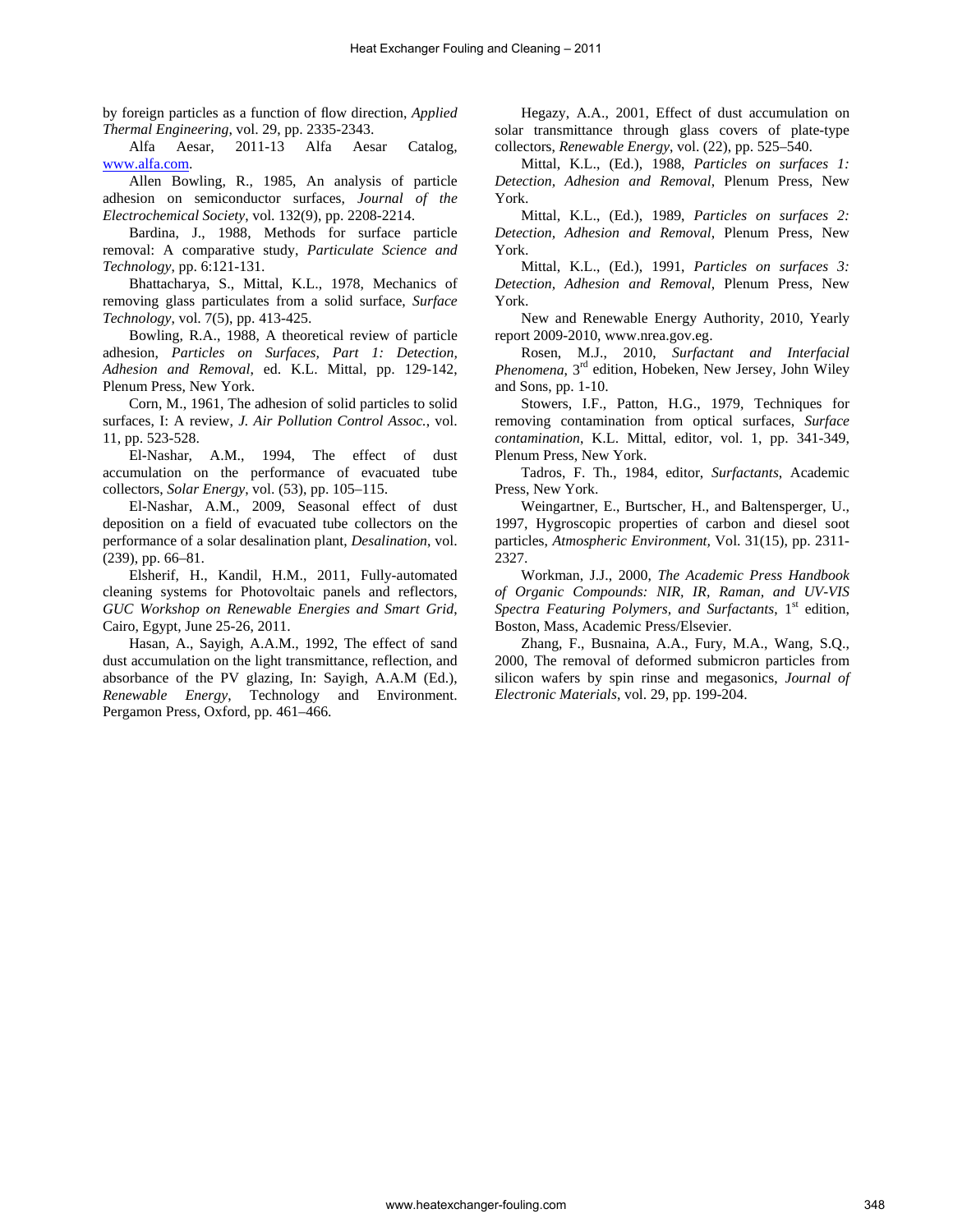by foreign particles as a function of flow direction, *Applied Thermal Engineering*, vol. 29, pp. 2335-2343.

Alfa Aesar, 2011-13 Alfa Aesar Catalog, www.alfa.com.

Allen Bowling, R., 1985, An analysis of particle adhesion on semiconductor surfaces, *Journal of the Electrochemical Society*, vol. 132(9), pp. 2208-2214.

Bardina, J., 1988, Methods for surface particle removal: A comparative study, *Particulate Science and Technology*, pp. 6:121-131.

Bhattacharya, S., Mittal, K.L., 1978, Mechanics of removing glass particulates from a solid surface, *Surface Technology*, vol. 7(5), pp. 413-425.

Bowling, R.A., 1988, A theoretical review of particle adhesion, *Particles on Surfaces, Part 1: Detection, Adhesion and Removal*, ed. K.L. Mittal, pp. 129-142, Plenum Press, New York.

Corn, M., 1961, The adhesion of solid particles to solid surfaces, I: A review, *J. Air Pollution Control Assoc.*, vol. 11, pp. 523-528.

El-Nashar, A.M., 1994, The effect of dust accumulation on the performance of evacuated tube collectors, *Solar Energy*, vol. (53), pp. 105–115.

El-Nashar, A.M., 2009, Seasonal effect of dust deposition on a field of evacuated tube collectors on the performance of a solar desalination plant, *Desalination*, vol. (239), pp. 66–81.

Elsherif, H., Kandil, H.M., 2011, Fully-automated cleaning systems for Photovoltaic panels and reflectors, *GUC Workshop on Renewable Energies and Smart Grid*, Cairo, Egypt, June 25-26, 2011.

Hasan, A., Sayigh, A.A.M., 1992, The effect of sand dust accumulation on the light transmittance, reflection, and absorbance of the PV glazing, In: Sayigh, A.A.M (Ed.), *Renewable Energy*, Technology and Environment. Pergamon Press, Oxford, pp. 461–466.

Hegazy, A.A., 2001, Effect of dust accumulation on solar transmittance through glass covers of plate-type collectors, *Renewable Energy*, vol. (22), pp. 525–540.

Mittal, K.L., (Ed.), 1988, *Particles on surfaces 1: Detection, Adhesion and Removal*, Plenum Press, New York.

Mittal, K.L., (Ed.), 1989, *Particles on surfaces 2: Detection, Adhesion and Removal*, Plenum Press, New York.

Mittal, K.L., (Ed.), 1991, *Particles on surfaces 3: Detection, Adhesion and Removal*, Plenum Press, New York.

New and Renewable Energy Authority, 2010, Yearly report 2009-2010, www.nrea.gov.eg.

Rosen, M.J., 2010, *Surfactant and Interfacial Phenomena*, 3rd edition, Hobeken, New Jersey, John Wiley and Sons, pp. 1-10.

Stowers, I.F., Patton, H.G., 1979, Techniques for removing contamination from optical surfaces, *Surface contamination*, K.L. Mittal, editor, vol. 1, pp. 341-349, Plenum Press, New York.

Tadros, F. Th., 1984, editor, *Surfactants*, Academic Press, New York.

Weingartner, E., Burtscher, H., and Baltensperger, U., 1997, Hygroscopic properties of carbon and diesel soot particles, *Atmospheric Environment*, Vol. 31(15), pp. 2311-2327.

Workman, J.J., 2000, *The Academic Press Handbook of Organic Compounds: NIR, IR, Raman, and UV-VIS Spectra Featuring Polymers, and Surfactants*, 1st edition, Boston, Mass, Academic Press/Elsevier.

Zhang, F., Busnaina, A.A., Fury, M.A., Wang, S.Q., 2000, The removal of deformed submicron particles from silicon wafers by spin rinse and megasonics, *Journal of Electronic Materials*, vol. 29, pp. 199-204.